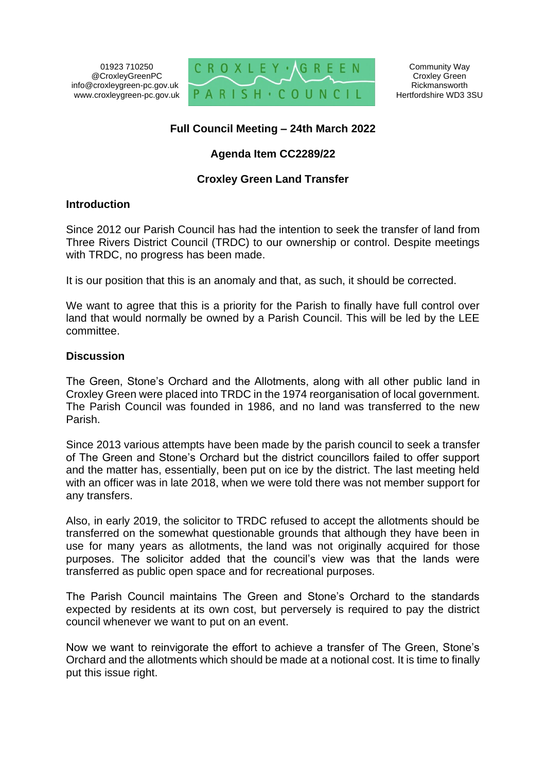01923 710250
@CroxleyGreenPC
info@croxleygreen-pc.gov.uk
www.croxleygreen-pc.gov.uk

CROXLEY GREEN PARISH COUNCIL

Community Way
Croxley Green
Rickmansworth
Hertfordshire WD3 3SU

**Full Council Meeting – 24th March 2022**

**Agenda Item CC2289/22**

**Croxley Green Land Transfer**

## Introduction

Since 2012 our Parish Council has had the intention to seek the transfer of land from Three Rivers District Council (TRDC) to our ownership or control. Despite meetings with TRDC, no progress has been made.

It is our position that this is an anomaly and that, as such, it should be corrected.

We want to agree that this is a priority for the Parish to finally have full control over land that would normally be owned by a Parish Council. This will be led by the LEE committee.

## Discussion

The Green, Stone's Orchard and the Allotments, along with all other public land in Croxley Green were placed into TRDC in the 1974 reorganisation of local government. The Parish Council was founded in 1986, and no land was transferred to the new Parish.

Since 2013 various attempts have been made by the parish council to seek a transfer of The Green and Stone's Orchard but the district councillors failed to offer support and the matter has, essentially, been put on ice by the district. The last meeting held with an officer was in late 2018, when we were told there was not member support for any transfers.

Also, in early 2019, the solicitor to TRDC refused to accept the allotments should be transferred on the somewhat questionable grounds that although they have been in use for many years as allotments, the land was not originally acquired for those purposes. The solicitor added that the council's view was that the lands were transferred as public open space and for recreational purposes.

The Parish Council maintains The Green and Stone's Orchard to the standards expected by residents at its own cost, but perversely is required to pay the district council whenever we want to put on an event.

Now we want to reinvigorate the effort to achieve a transfer of The Green, Stone's Orchard and the allotments which should be made at a notional cost. It is time to finally put this issue right.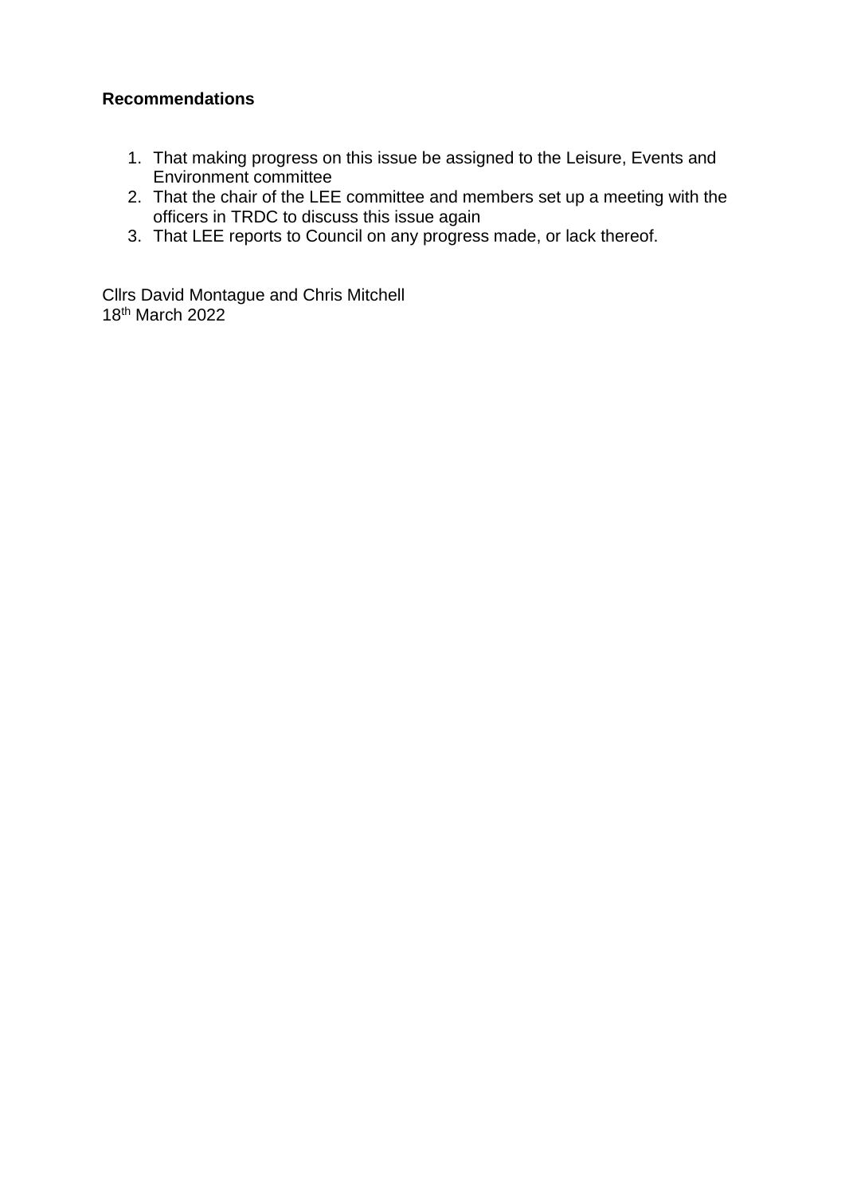**Recommendations**

1. That making progress on this issue be assigned to the Leisure, Events and Environment committee
2. That the chair of the LEE committee and members set up a meeting with the officers in TRDC to discuss this issue again
3. That LEE reports to Council on any progress made, or lack thereof.

Cllrs David Montague and Chris Mitchell
18th March 2022